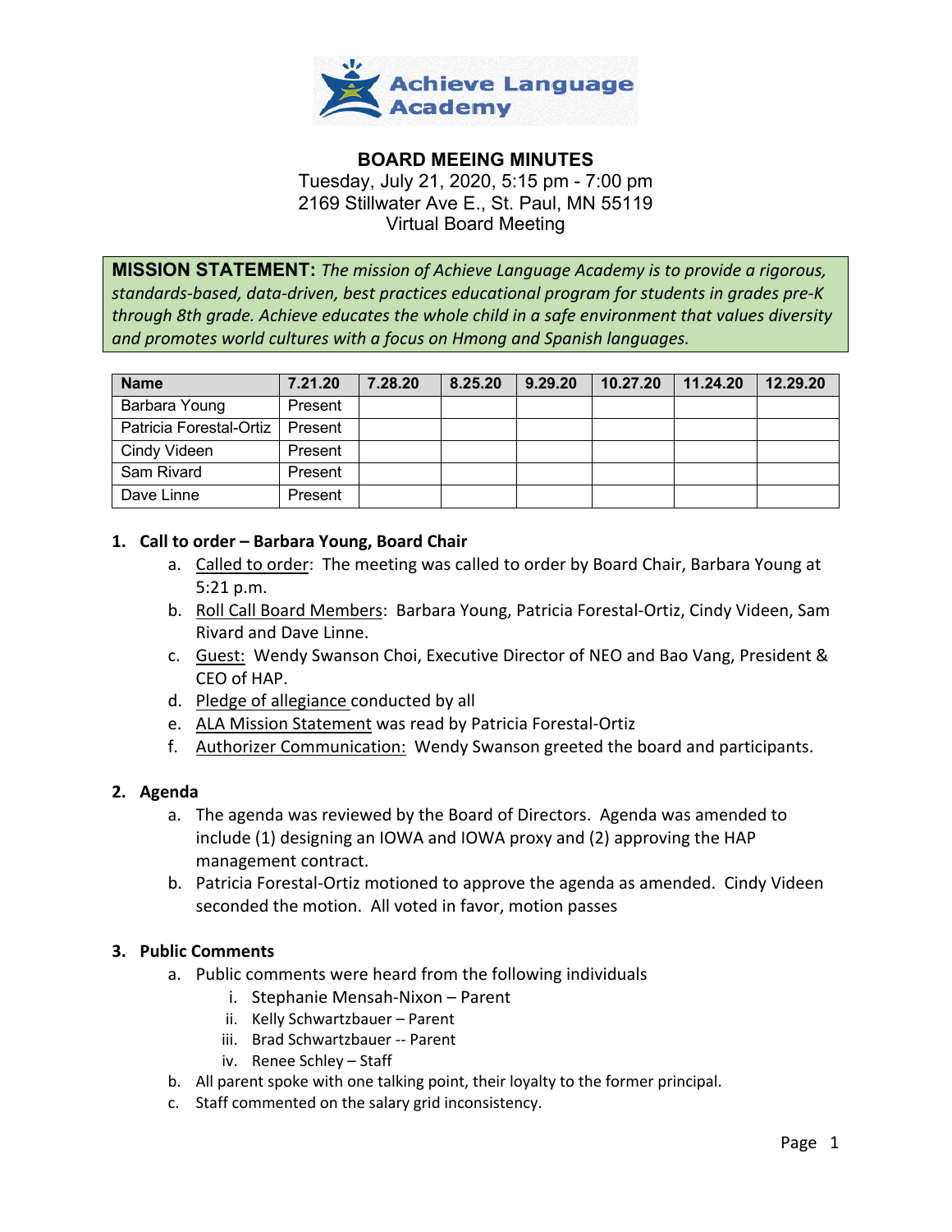Achieve Language Academy

# BOARD MEEING MINUTES

Tuesday, July 21, 2020, 5:15 pm - 7:00 pm
2169 Stillwater Ave E., St. Paul, MN 55119
Virtual Board Meeting

**MISSION STATEMENT:** *The mission of Achieve Language Academy is to provide a rigorous, standards-based, data-driven, best practices educational program for students in grades pre-K through 8th grade. Achieve educates the whole child in a safe environment that values diversity and promotes world cultures with a focus on Hmong and Spanish languages.*

| Name | 7.21.20 | 7.28.20 | 8.25.20 | 9.29.20 | 10.27.20 | 11.24.20 | 12.29.20 |
|---|---|---|---|---|---|---|---|
| Barbara Young | Present | | | | | | |
| Patricia Forestal-Ortiz | Present | | | | | | |
| Cindy Videen | Present | | | | | | |
| Sam Rivard | Present | | | | | | |
| Dave Linne | Present | | | | | | |

1. **Call to order – Barbara Young, Board Chair**
   a. Called to order: The meeting was called to order by Board Chair, Barbara Young at 5:21 p.m.
   b. Roll Call Board Members: Barbara Young, Patricia Forestal-Ortiz, Cindy Videen, Sam Rivard and Dave Linne.
   c. Guest: Wendy Swanson Choi, Executive Director of NEO and Bao Vang, President & CEO of HAP.
   d. Pledge of allegiance conducted by all
   e. ALA Mission Statement was read by Patricia Forestal-Ortiz
   f. Authorizer Communication: Wendy Swanson greeted the board and participants.

2. **Agenda**
   a. The agenda was reviewed by the Board of Directors. Agenda was amended to include (1) designing an IOWA and IOWA proxy and (2) approving the HAP management contract.
   b. Patricia Forestal-Ortiz motioned to approve the agenda as amended. Cindy Videen seconded the motion. All voted in favor, motion passes

3. **Public Comments**
   a. Public comments were heard from the following individuals
      i. Stephanie Mensah-Nixon – Parent
      ii. Kelly Schwartzbauer – Parent
      iii. Brad Schwartzbauer -- Parent
      iv. Renee Schley – Staff
   b. All parent spoke with one talking point, their loyalty to the former principal.
   c. Staff commented on the salary grid inconsistency.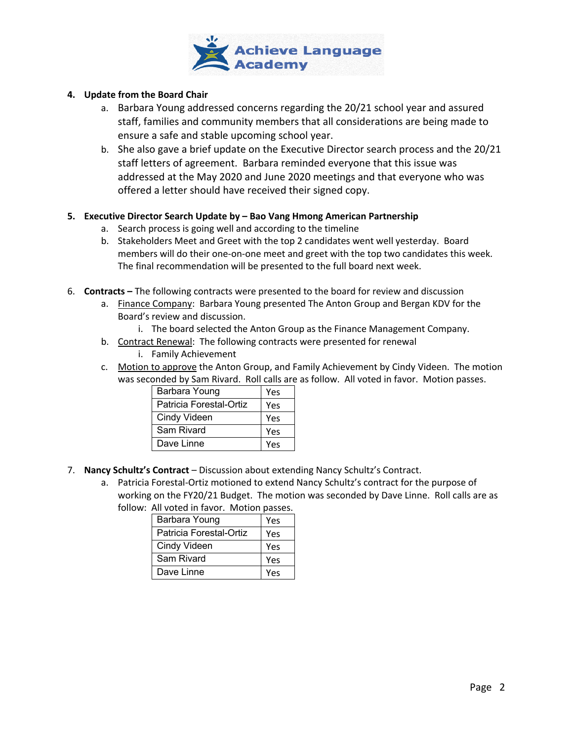4. **Update from the Board Chair**
   a. Barbara Young addressed concerns regarding the 20/21 school year and assured staff, families and community members that all considerations are being made to ensure a safe and stable upcoming school year.
   b. She also gave a brief update on the Executive Director search process and the 20/21 staff letters of agreement. Barbara reminded everyone that this issue was addressed at the May 2020 and June 2020 meetings and that everyone who was offered a letter should have received their signed copy.

5. **Executive Director Search Update by – Bao Vang Hmong American Partnership**
   a. Search process is going well and according to the timeline
   b. Stakeholders Meet and Greet with the top 2 candidates went well yesterday. Board members will do their one-on-one meet and greet with the top two candidates this week. The final recommendation will be presented to the full board next week.

6. **Contracts –** The following contracts were presented to the board for review and discussion
   a. Finance Company: Barbara Young presented The Anton Group and Bergan KDV for the Board's review and discussion.
      i. The board selected the Anton Group as the Finance Management Company.
   b. Contract Renewal: The following contracts were presented for renewal
      i. Family Achievement
   c. Motion to approve the Anton Group, and Family Achievement by Cindy Videen. The motion was seconded by Sam Rivard. Roll calls are as follow. All voted in favor. Motion passes.

| Barbara Young | Yes |
|---|---|
| Patricia Forestal-Ortiz | Yes |
| Cindy Videen | Yes |
| Sam Rivard | Yes |
| Dave Linne | Yes |

7. **Nancy Schultz's Contract** – Discussion about extending Nancy Schultz's Contract.
   a. Patricia Forestal-Ortiz motioned to extend Nancy Schultz's contract for the purpose of working on the FY20/21 Budget. The motion was seconded by Dave Linne. Roll calls are as follow: All voted in favor. Motion passes.

| Barbara Young | Yes |
|---|---|
| Patricia Forestal-Ortiz | Yes |
| Cindy Videen | Yes |
| Sam Rivard | Yes |
| Dave Linne | Yes |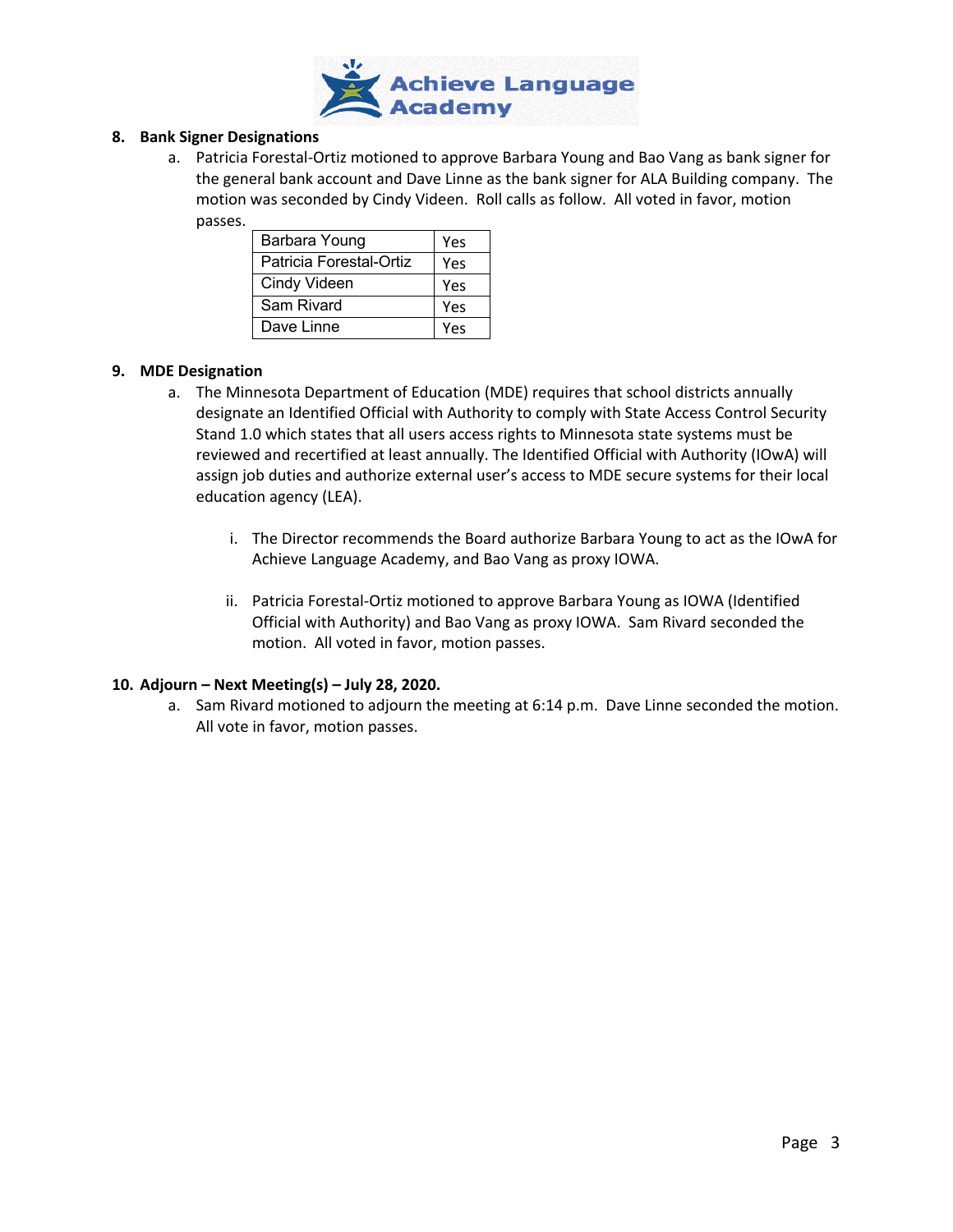**8. Bank Signer Designations**

a. Patricia Forestal-Ortiz motioned to approve Barbara Young and Bao Vang as bank signer for the general bank account and Dave Linne as the bank signer for ALA Building company. The motion was seconded by Cindy Videen. Roll calls as follow. All voted in favor, motion passes.

| | |
|---|---|
| Barbara Young | Yes |
| Patricia Forestal-Ortiz | Yes |
| Cindy Videen | Yes |
| Sam Rivard | Yes |
| Dave Linne | Yes |

**9. MDE Designation**

a. The Minnesota Department of Education (MDE) requires that school districts annually designate an Identified Official with Authority to comply with State Access Control Security Stand 1.0 which states that all users access rights to Minnesota state systems must be reviewed and recertified at least annually. The Identified Official with Authority (IOwA) will assign job duties and authorize external user's access to MDE secure systems for their local education agency (LEA).

i. The Director recommends the Board authorize Barbara Young to act as the IOwA for Achieve Language Academy, and Bao Vang as proxy IOWA.

ii. Patricia Forestal-Ortiz motioned to approve Barbara Young as IOWA (Identified Official with Authority) and Bao Vang as proxy IOWA. Sam Rivard seconded the motion. All voted in favor, motion passes.

**10. Adjourn – Next Meeting(s) – July 28, 2020.**

a. Sam Rivard motioned to adjourn the meeting at 6:14 p.m. Dave Linne seconded the motion. All vote in favor, motion passes.